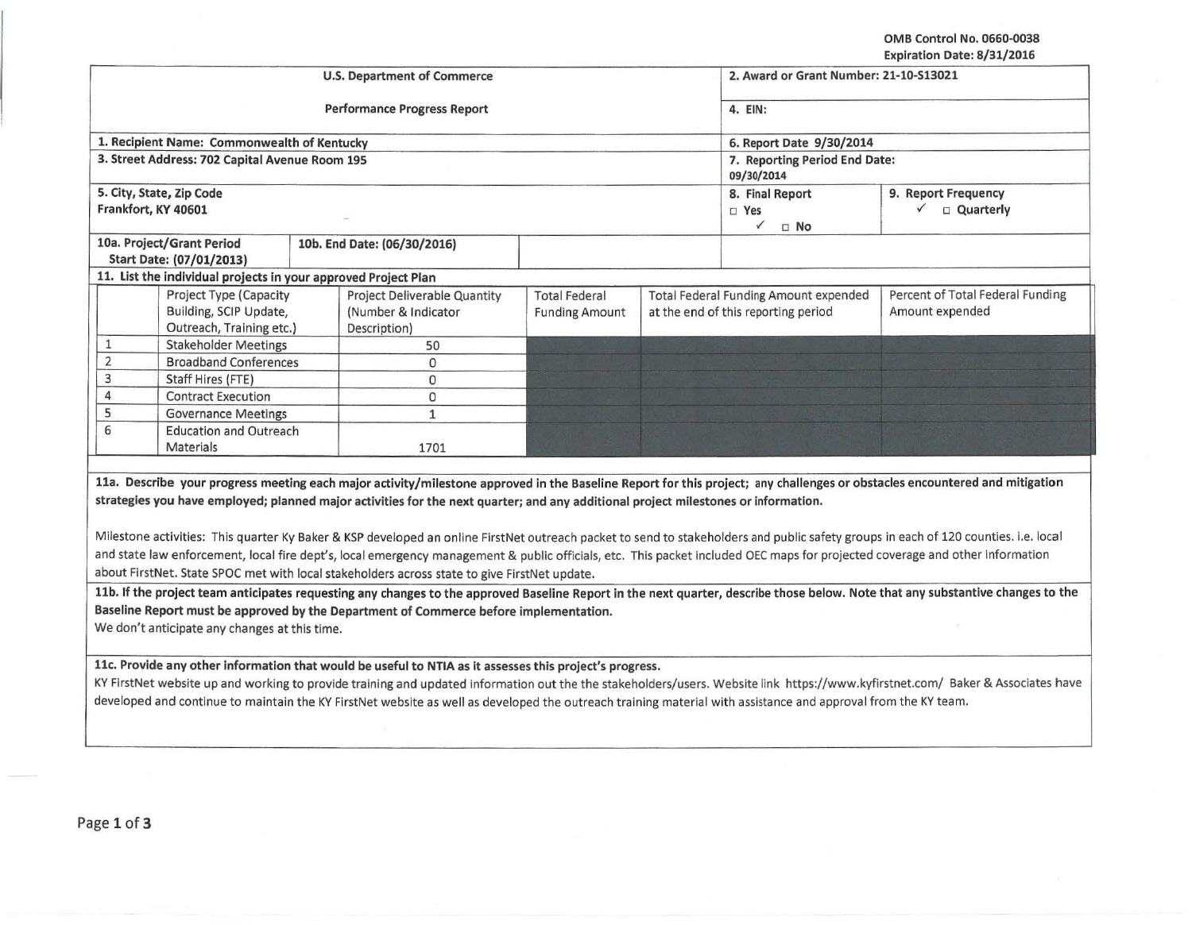OMB Control No. 0660-0038
Expiration Date: 8/31/2016

| U.S. Department of Commerce | 2. Award or Grant Number: 21-10-S13021 |
|---|---|
| Performance Progress Report | 4. EIN: |
| 1. Recipient Name: Commonwealth of Kentucky | 6. Report Date 9/30/2014 |
| 3. Street Address: 702 Capital Avenue Room 195 | 7. Reporting Period End Date: 09/30/2014 |
| 5. City, State, Zip Code<br>Frankfort, KY 40601 | 8. Final Report<br>□ Yes<br>✓ □ No |
| | 9. Report Frequency<br>✓ □ Quarterly |
| 10a. Project/Grant Period Start Date: (07/01/2013) | 10b. End Date: (06/30/2016) |

**11. List the individual projects in your approved Project Plan**

| | Project Type (Capacity Building, SCIP Update, Outreach, Training etc.) | Project Deliverable Quantity (Number & Indicator Description) | Total Federal Funding Amount | Total Federal Funding Amount expended at the end of this reporting period | Percent of Total Federal Funding Amount expended |
|---|---|---|---|---|---|
| 1 | Stakeholder Meetings | 50 | | | |
| 2 | Broadband Conferences | 0 | | | |
| 3 | Staff Hires (FTE) | 0 | | | |
| 4 | Contract Execution | 0 | | | |
| 5 | Governance Meetings | 1 | | | |
| 6 | Education and Outreach Materials | 1701 | | | |

**11a. Describe your progress meeting each major activity/milestone approved in the Baseline Report for this project; any challenges or obstacles encountered and mitigation strategies you have employed; planned major activities for the next quarter; and any additional project milestones or information.**

Milestone activities: This quarter Ky Baker & KSP developed an online FirstNet outreach packet to send to stakeholders and public safety groups in each of 120 counties. i.e. local and state law enforcement, local fire dept's, local emergency management & public officials, etc. This packet included OEC maps for projected coverage and other information about FirstNet. State SPOC met with local stakeholders across state to give FirstNet update.

**11b. If the project team anticipates requesting any changes to the approved Baseline Report in the next quarter, describe those below. Note that any substantive changes to the Baseline Report must be approved by the Department of Commerce before implementation.**

We don't anticipate any changes at this time.

**11c. Provide any other information that would be useful to NTIA as it assesses this project's progress.**

KY FirstNet website up and working to provide training and updated information out the the stakeholders/users. Website link https://www.kyfirstnet.com/ Baker & Associates have developed and continue to maintain the KY FirstNet website as well as developed the outreach training material with assistance and approval from the KY team.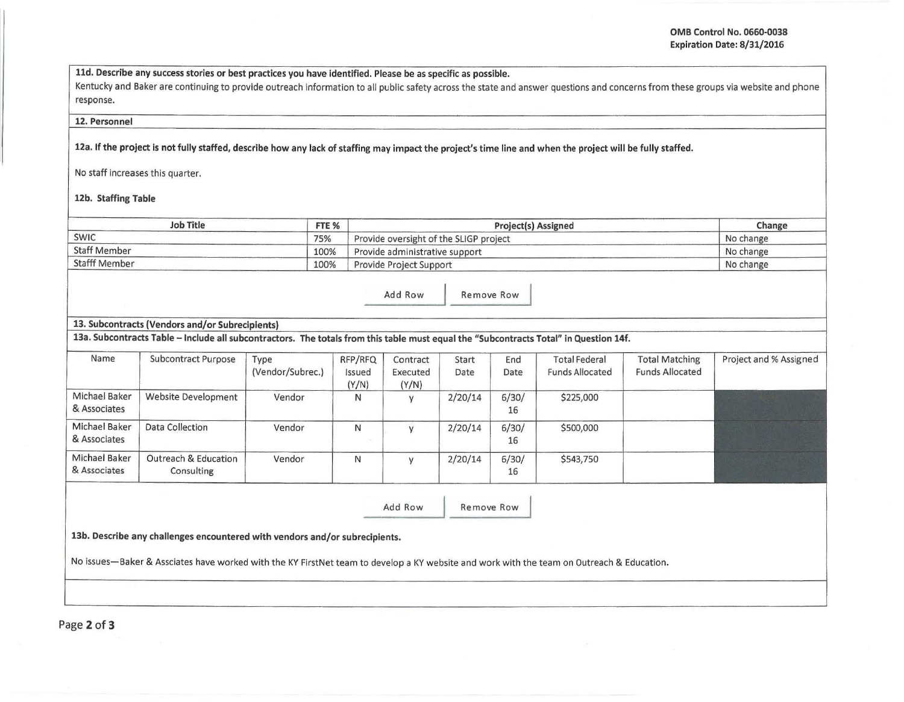**11d. Describe any success stories or best practices you have identified. Please be as specific as possible.**

Kentucky and Baker are continuing to provide outreach information to all public safety across the state and answer questions and concerns from these groups via website and phone response.

## 12. Personnel

**12a. If the project is not fully staffed, describe how any lack of staffing may impact the project's time line and when the project will be fully staffed.**

No staff increases this quarter.

**12b. Staffing Table**

| Job Title | FTE % | Project(s) Assigned | Change |
|---|---|---|---|
| SWIC | 75% | Provide oversight of the SLIGP project | No change |
| Staff Member | 100% | Provide administrative support | No change |
| Stafff Member | 100% | Provide Project Support | No change |

## 13. Subcontracts (Vendors and/or Subrecipients)

**13a. Subcontracts Table – Include all subcontractors. The totals from this table must equal the "Subcontracts Total" in Question 14f.**

| Name | Subcontract Purpose | Type (Vendor/Subrec.) | RFP/RFQ Issued (Y/N) | Contract Executed (Y/N) | Start Date | End Date | Total Federal Funds Allocated | Total Matching Funds Allocated | Project and % Assigned |
|---|---|---|---|---|---|---|---|---|---|
| Michael Baker & Associates | Website Development | Vendor | N | y | 2/20/14 | 6/30/16 | $225,000 | | |
| Michael Baker & Associates | Data Collection | Vendor | N | y | 2/20/14 | 6/30/16 | $500,000 | | |
| Michael Baker & Associates | Outreach & Education Consulting | Vendor | N | y | 2/20/14 | 6/30/16 | $543,750 | | |

**13b. Describe any challenges encountered with vendors and/or subrecipients.**

No issues—Baker & Assciates have worked with the KY FirstNet team to develop a KY website and work with the team on Outreach & Education.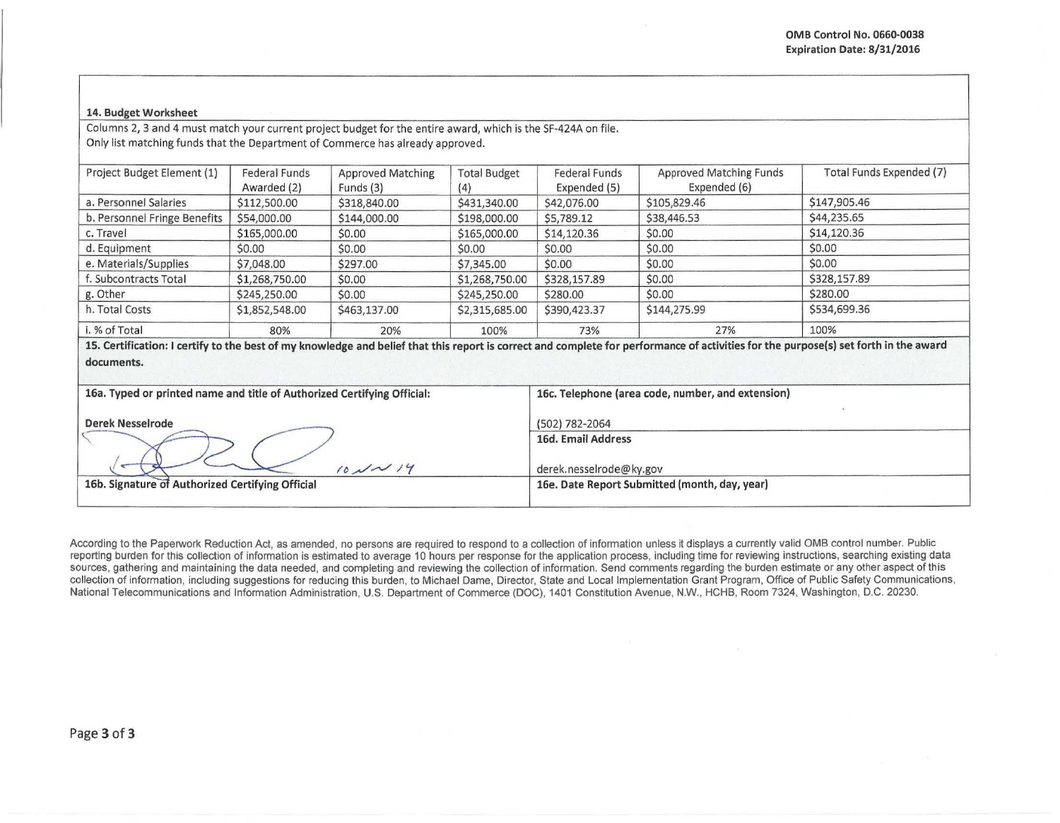OMB Control No. 0660-0038
Expiration Date: 8/31/2016

**14. Budget Worksheet**

Columns 2, 3 and 4 must match your current project budget for the entire award, which is the SF-424A on file.
Only list matching funds that the Department of Commerce has already approved.

| Project Budget Element (1) | Federal Funds Awarded (2) | Approved Matching Funds (3) | Total Budget (4) | Federal Funds Expended (5) | Approved Matching Funds Expended (6) | Total Funds Expended (7) |
|---|---|---|---|---|---|---|
| a. Personnel Salaries | $112,500.00 | $318,840.00 | $431,340.00 | $42,076.00 | $105,829.46 | $147,905.46 |
| b. Personnel Fringe Benefits | $54,000.00 | $144,000.00 | $198,000.00 | $5,789.12 | $38,446.53 | $44,235.65 |
| c. Travel | $165,000.00 | $0.00 | $165,000.00 | $14,120.36 | $0.00 | $14,120.36 |
| d. Equipment | $0.00 | $0.00 | $0.00 | $0.00 | $0.00 | $0.00 |
| e. Materials/Supplies | $7,048.00 | $297.00 | $7,345.00 | $0.00 | $0.00 | $0.00 |
| f. Subcontracts Total | $1,268,750.00 | $0.00 | $1,268,750.00 | $328,157.89 | $0.00 | $328,157.89 |
| g. Other | $245,250.00 | $0.00 | $245,250.00 | $280.00 | $0.00 | $280.00 |
| h. Total Costs | $1,852,548.00 | $463,137.00 | $2,315,685.00 | $390,423.37 | $144,275.99 | $534,699.36 |
| i. % of Total | 80% | 20% | 100% | 73% | 27% | 100% |

**15. Certification: I certify to the best of my knowledge and belief that this report is correct and complete for performance of activities for the purpose(s) set forth in the award documents.**

**16a. Typed or printed name and title of Authorized Certifying Official:**

Derek Nesselrode

10 NOV 14

**16b. Signature of Authorized Certifying Official**

**16c. Telephone (area code, number, and extension)**

(502) 782-2064

**16d. Email Address**

derek.nesselrode@ky.gov

**16e. Date Report Submitted (month, day, year)**

According to the Paperwork Reduction Act, as amended, no persons are required to respond to a collection of information unless it displays a currently valid OMB control number. Public reporting burden for this collection of information is estimated to average 10 hours per response for the application process, including time for reviewing instructions, searching existing data sources, gathering and maintaining the data needed, and completing and reviewing the collection of information. Send comments regarding the burden estimate or any other aspect of this collection of information, including suggestions for reducing this burden, to Michael Dame, Director, State and Local Implementation Grant Program, Office of Public Safety Communications, National Telecommunications and Information Administration, U.S. Department of Commerce (DOC), 1401 Constitution Avenue, N.W., HCHB, Room 7324, Washington, D.C. 20230.